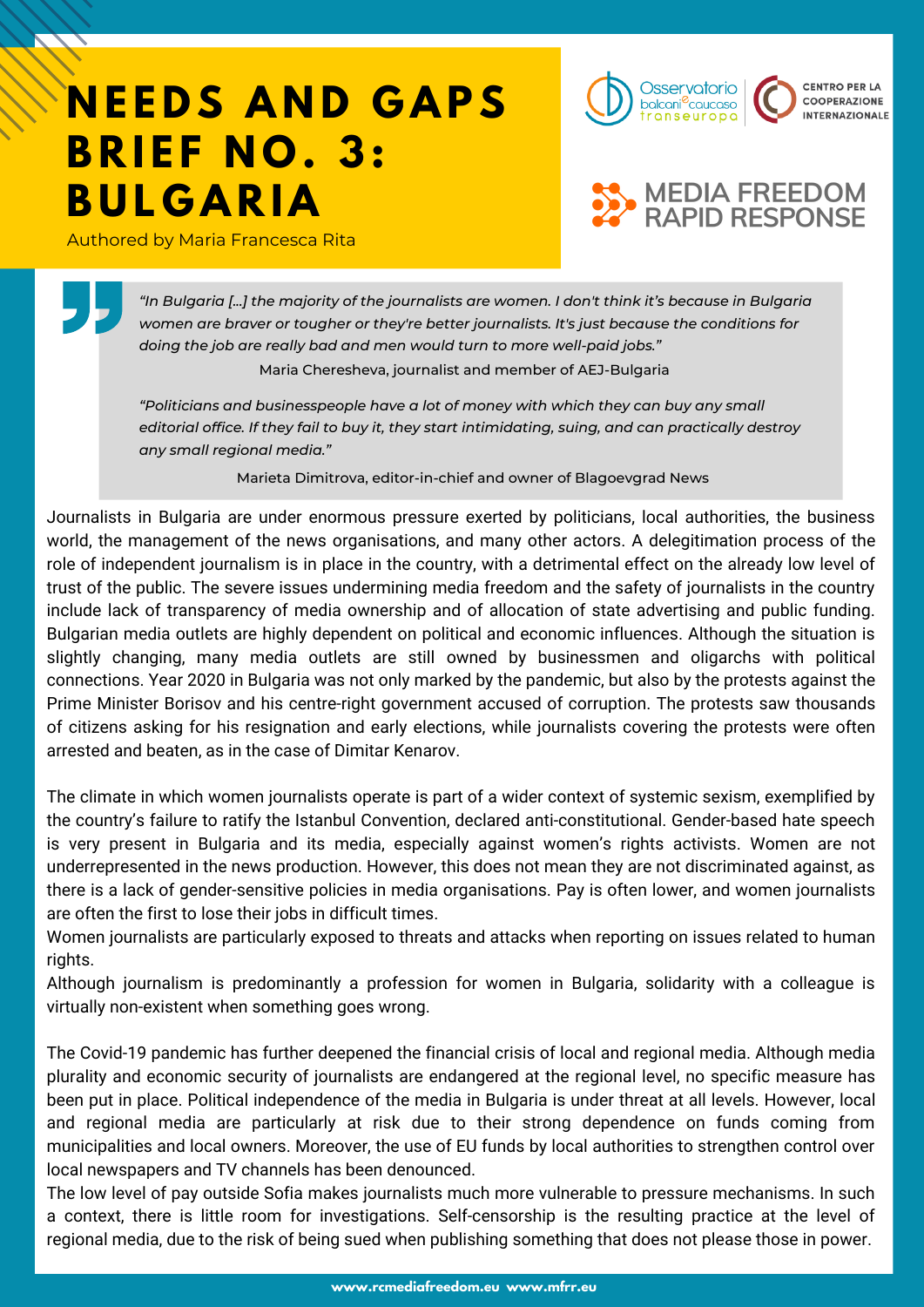# NEEDS AND GAPS BRIEF NO. 3: BULGARIA

Authored by Maria Francesca Rita

Osservatorio balcani caucaso transeuropa | CENTRO PER LA COOPERAZIONE INTERNAZIONALE

MEDIA FREEDOM RAPID RESPONSE

> *"In Bulgaria [...] the majority of the journalists are women. I don't think it's because in Bulgaria women are braver or tougher or they're better journalists. It's just because the conditions for doing the job are really bad and men would turn to more well-paid jobs."*
>
> Maria Cheresheva, journalist and member of AEJ-Bulgaria
>
> *"Politicians and businesspeople have a lot of money with which they can buy any small editorial office. If they fail to buy it, they start intimidating, suing, and can practically destroy any small regional media."*
>
> Marieta Dimitrova, editor-in-chief and owner of Blagoevgrad News

Journalists in Bulgaria are under enormous pressure exerted by politicians, local authorities, the business world, the management of the news organisations, and many other actors. A delegitimation process of the role of independent journalism is in place in the country, with a detrimental effect on the already low level of trust of the public. The severe issues undermining media freedom and the safety of journalists in the country include lack of transparency of media ownership and of allocation of state advertising and public funding. Bulgarian media outlets are highly dependent on political and economic influences. Although the situation is slightly changing, many media outlets are still owned by businessmen and oligarchs with political connections. Year 2020 in Bulgaria was not only marked by the pandemic, but also by the protests against the Prime Minister Borisov and his centre-right government accused of corruption. The protests saw thousands of citizens asking for his resignation and early elections, while journalists covering the protests were often arrested and beaten, as in the case of Dimitar Kenarov.

The climate in which women journalists operate is part of a wider context of systemic sexism, exemplified by the country's failure to ratify the Istanbul Convention, declared anti-constitutional. Gender-based hate speech is very present in Bulgaria and its media, especially against women's rights activists. Women are not underrepresented in the news production. However, this does not mean they are not discriminated against, as there is a lack of gender-sensitive policies in media organisations. Pay is often lower, and women journalists are often the first to lose their jobs in difficult times.

Women journalists are particularly exposed to threats and attacks when reporting on issues related to human rights.

Although journalism is predominantly a profession for women in Bulgaria, solidarity with a colleague is virtually non-existent when something goes wrong.

The Covid-19 pandemic has further deepened the financial crisis of local and regional media. Although media plurality and economic security of journalists are endangered at the regional level, no specific measure has been put in place. Political independence of the media in Bulgaria is under threat at all levels. However, local and regional media are particularly at risk due to their strong dependence on funds coming from municipalities and local owners. Moreover, the use of EU funds by local authorities to strengthen control over local newspapers and TV channels has been denounced.

The low level of pay outside Sofia makes journalists much more vulnerable to pressure mechanisms. In such a context, there is little room for investigations. Self-censorship is the resulting practice at the level of regional media, due to the risk of being sued when publishing something that does not please those in power.

www.rcmediafreedom.eu www.mfrr.eu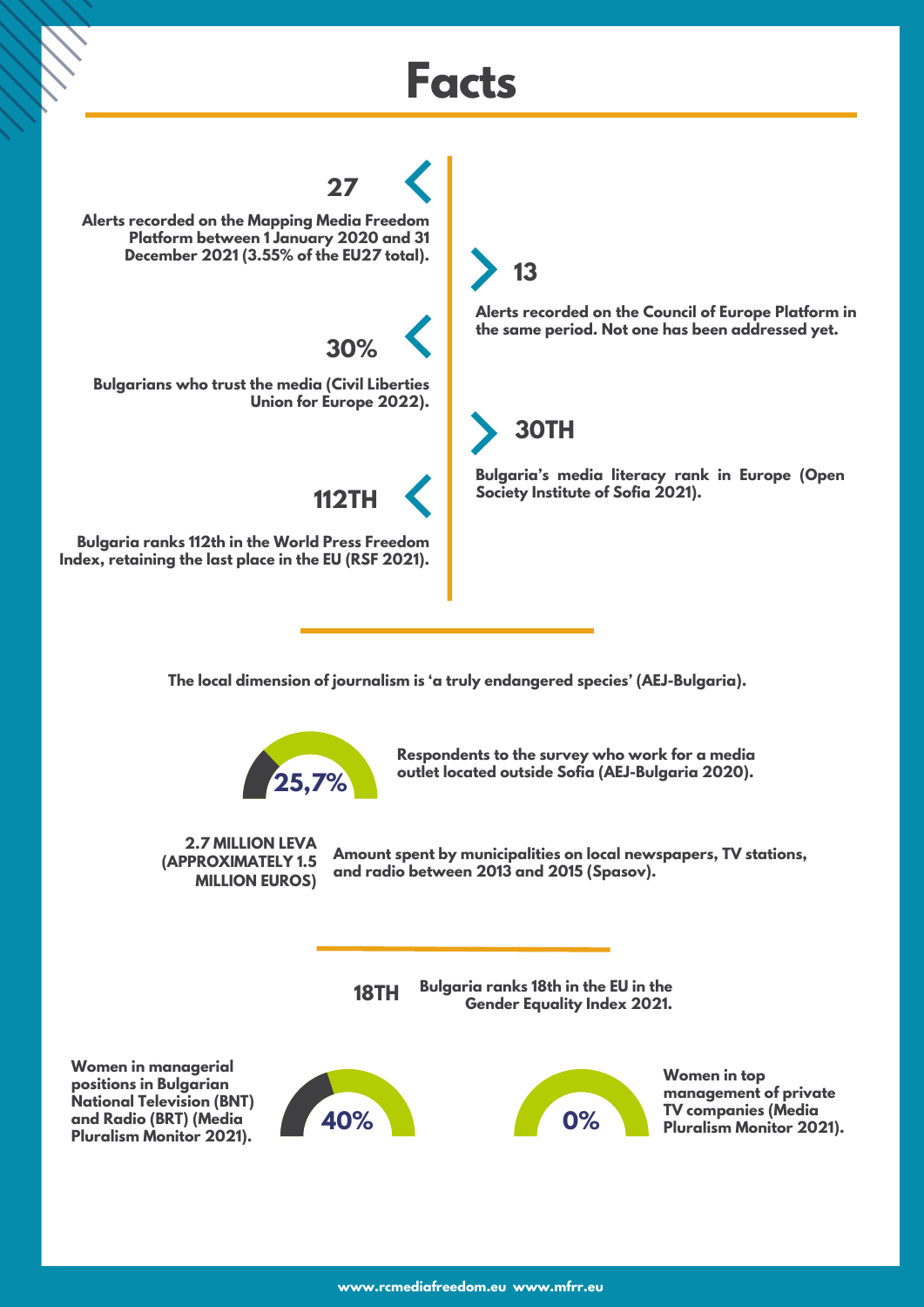# Facts

**27**

**Alerts recorded on the Mapping Media Freedom Platform between 1 January 2020 and 31 December 2021 (3.55% of the EU27 total).**

**13**

**Alerts recorded on the Council of Europe Platform in the same period. Not one has been addressed yet.**

**30%**

**Bulgarians who trust the media (Civil Liberties Union for Europe 2022).**

**30TH**

**Bulgaria's media literacy rank in Europe (Open Society Institute of Sofia 2021).**

**112TH**

**Bulgaria ranks 112th in the World Press Freedom Index, retaining the last place in the EU (RSF 2021).**

---

**The local dimension of journalism is 'a truly endangered species' (AEJ-Bulgaria).**

**25,7%** — **Respondents to the survey who work for a media outlet located outside Sofia (AEJ-Bulgaria 2020).**

**2.7 MILLION LEVA (APPROXIMATELY 1.5 MILLION EUROS)** — **Amount spent by municipalities on local newspapers, TV stations, and radio between 2013 and 2015 (Spasov).**

---

**18TH** — **Bulgaria ranks 18th in the EU in the Gender Equality Index 2021.**

**40%** — **Women in managerial positions in Bulgarian National Television (BNT) and Radio (BRT) (Media Pluralism Monitor 2021).**

**0%** — **Women in top management of private TV companies (Media Pluralism Monitor 2021).**

www.rcmediafreedom.eu www.mfrr.eu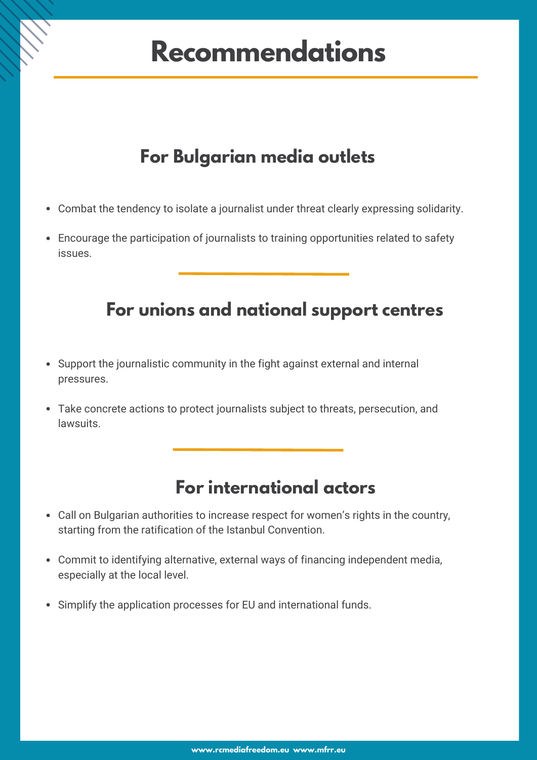# Recommendations

## For Bulgarian media outlets

- Combat the tendency to isolate a journalist under threat clearly expressing solidarity.
- Encourage the participation of journalists to training opportunities related to safety issues.

## For unions and national support centres

- Support the journalistic community in the fight against external and internal pressures.
- Take concrete actions to protect journalists subject to threats, persecution, and lawsuits.

## For international actors

- Call on Bulgarian authorities to increase respect for women's rights in the country, starting from the ratification of the Istanbul Convention.
- Commit to identifying alternative, external ways of financing independent media, especially at the local level.
- Simplify the application processes for EU and international funds.